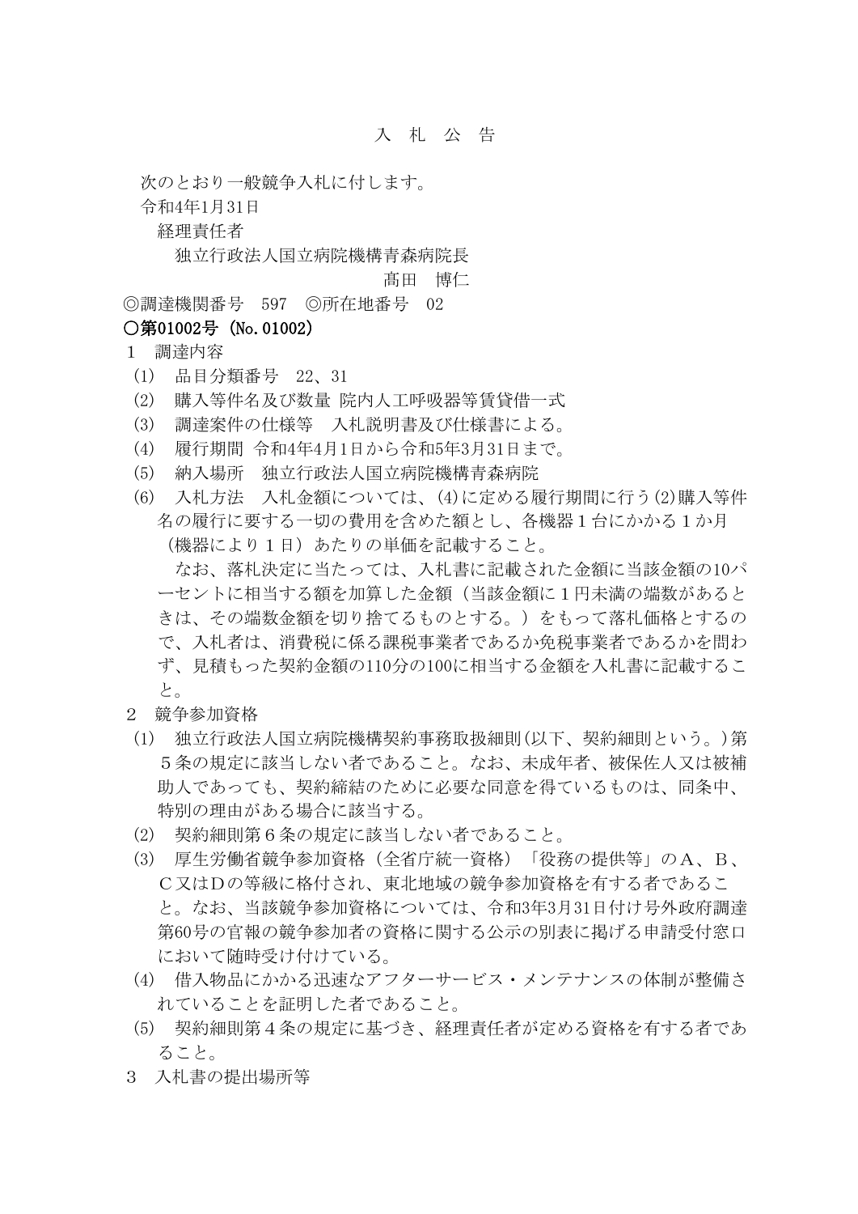# 入　札　公　告

次のとおり一般競争入札に付します。

令和4年1月31日

経理責任者

独立行政法人国立病院機構青森病院長

高田　博仁

◎調達機関番号　597　◎所在地番号　02

**○第01002号（No.01002）**

１　調達内容

(1)　品目分類番号　22、31

(2)　購入等件名及び数量 院内人工呼吸器等賃貸借一式

(3)　調達案件の仕様等　入札説明書及び仕様書による。

(4)　履行期間 令和4年4月1日から令和5年3月31日まで。

(5)　納入場所　独立行政法人国立病院機構青森病院

(6)　入札方法　入札金額については、(4)に定める履行期間に行う(2)購入等件名の履行に要する一切の費用を含めた額とし、各機器１台にかかる１か月（機器により１日）あたりの単価を記載すること。

なお、落札決定に当たっては、入札書に記載された金額に当該金額の10パーセントに相当する額を加算した金額（当該金額に１円未満の端数があるときは、その端数金額を切り捨てるものとする。）をもって落札価格とするので、入札者は、消費税に係る課税事業者であるか免税事業者であるかを問わず、見積もった契約金額の110分の100に相当する金額を入札書に記載すること。

２　競争参加資格

(1)　独立行政法人国立病院機構契約事務取扱細則(以下、契約細則という。)第５条の規定に該当しない者であること。なお、未成年者、被保佐人又は被補助人であっても、契約締結のために必要な同意を得ているものは、同条中、特別の理由がある場合に該当する。

(2)　契約細則第６条の規定に該当しない者であること。

(3)　厚生労働省競争参加資格（全省庁統一資格）「役務の提供等」のＡ、Ｂ、Ｃ又はＤの等級に格付され、東北地域の競争参加資格を有する者であること。なお、当該競争参加資格については、令和3年3月31日付け号外政府調達第60号の官報の競争参加者の資格に関する公示の別表に掲げる申請受付窓口において随時受け付けている。

(4)　借入物品にかかる迅速なアフターサービス・メンテナンスの体制が整備されていることを証明した者であること。

(5)　契約細則第４条の規定に基づき、経理責任者が定める資格を有する者であること。

３　入札書の提出場所等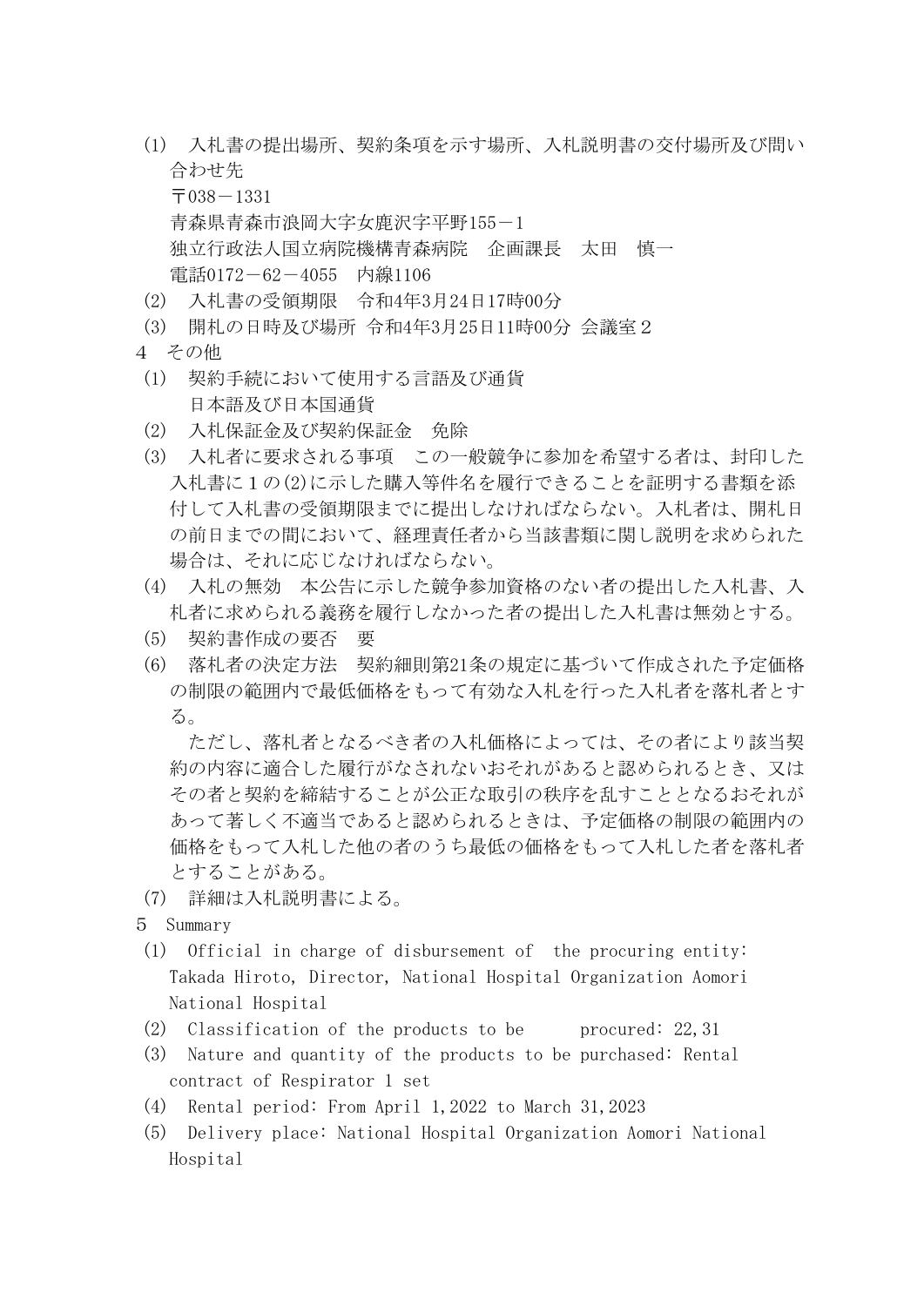(1)　入札書の提出場所、契約条項を示す場所、入札説明書の交付場所及び問い合わせ先

〒038－1331

青森県青森市浪岡大字女鹿沢字平野155－1

独立行政法人国立病院機構青森病院　企画課長　太田　慎一

電話0172－62－4055　内線1106

(2)　入札書の受領期限　令和4年3月24日17時00分

(3)　開札の日時及び場所 令和4年3月25日11時00分 会議室２

４　その他

(1)　契約手続において使用する言語及び通貨

日本語及び日本国通貨

(2)　入札保証金及び契約保証金　免除

(3)　入札者に要求される事項　この一般競争に参加を希望する者は、封印した入札書に１の(2)に示した購入等件名を履行できることを証明する書類を添付して入札書の受領期限までに提出しなければならない。入札者は、開札日の前日までの間において、経理責任者から当該書類に関し説明を求められた場合は、それに応じなければならない。

(4)　入札の無効　本公告に示した競争参加資格のない者の提出した入札書、入札者に求められる義務を履行しなかった者の提出した入札書は無効とする。

(5)　契約書作成の要否　要

(6)　落札者の決定方法　契約細則第21条の規定に基づいて作成された予定価格の制限の範囲内で最低価格をもって有効な入札を行った入札者を落札者とする。

　ただし、落札者となるべき者の入札価格によっては、その者により該当契約の内容に適合した履行がなされないおそれがあると認められるとき、又はその者と契約を締結することが公正な取引の秩序を乱すこととなるおそれがあって著しく不適当であると認められるときは、予定価格の制限の範囲内の価格をもって入札した他の者のうち最低の価格をもって入札した者を落札者とすることがある。

(7)　詳細は入札説明書による。

５　Summary

(1)　Official in charge of disbursement of the procuring entity: Takada Hiroto, Director, National Hospital Organization Aomori National Hospital

(2)　Classification of the products to be procured: 22,31

(3)　Nature and quantity of the products to be purchased: Rental contract of Respirator 1 set

(4)　Rental period: From April 1,2022 to March 31,2023

(5)　Delivery place: National Hospital Organization Aomori National Hospital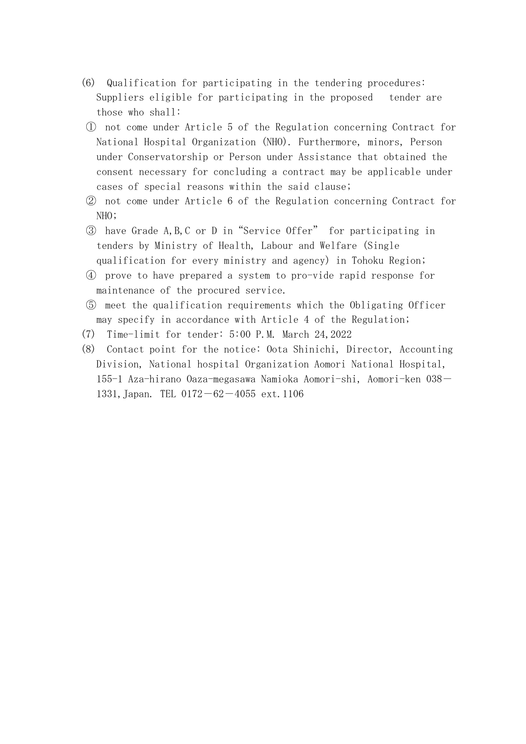(6) Qualification for participating in the tendering procedures: Suppliers eligible for participating in the proposed tender are those who shall:

① not come under Article 5 of the Regulation concerning Contract for National Hospital Organization (NHO). Furthermore, minors, Person under Conservatorship or Person under Assistance that obtained the consent necessary for concluding a contract may be applicable under cases of special reasons within the said clause;

② not come under Article 6 of the Regulation concerning Contract for NHO;

③ have Grade A,B,C or D in “Service Offer” for participating in tenders by Ministry of Health, Labour and Welfare (Single qualification for every ministry and agency) in Tohoku Region;

④ prove to have prepared a system to pro-vide rapid response for maintenance of the procured service.

⑤ meet the qualification requirements which the Obligating Officer may specify in accordance with Article 4 of the Regulation;

(7) Time-limit for tender: 5:00 P.M. March 24,2022

(8) Contact point for the notice: Oota Shinichi, Director, Accounting Division, National hospital Organization Aomori National Hospital, 155-1 Aza-hirano Oaza-megasawa Namioka Aomori-shi, Aomori-ken 038－1331,Japan. TEL 0172－62－4055 ext.1106